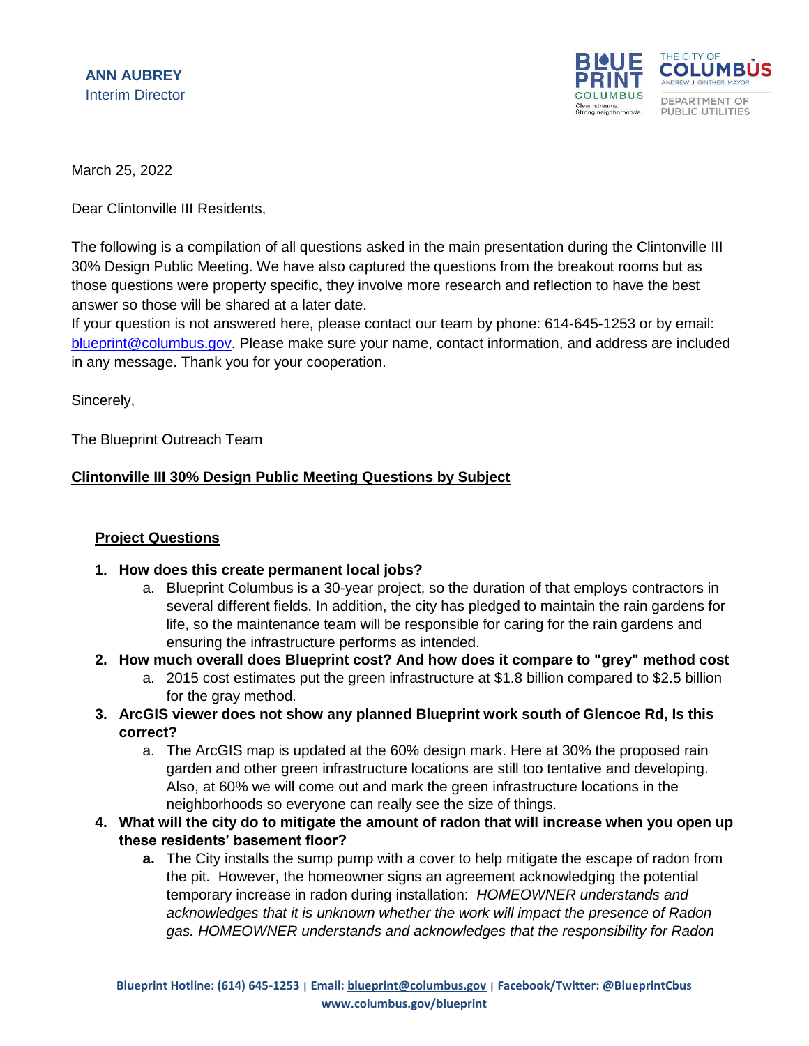**ANN AUBREY**
Interim Director

March 25, 2022

Dear Clintonville III Residents,

The following is a compilation of all questions asked in the main presentation during the Clintonville III 30% Design Public Meeting. We have also captured the questions from the breakout rooms but as those questions were property specific, they involve more research and reflection to have the best answer so those will be shared at a later date.

If your question is not answered here, please contact our team by phone: 614-645-1253 or by email: blueprint@columbus.gov. Please make sure your name, contact information, and address are included in any message. Thank you for your cooperation.

Sincerely,

The Blueprint Outreach Team

## Clintonville III 30% Design Public Meeting Questions by Subject

### Project Questions

1. **How does this create permanent local jobs?**
   a. Blueprint Columbus is a 30-year project, so the duration of that employs contractors in several different fields. In addition, the city has pledged to maintain the rain gardens for life, so the maintenance team will be responsible for caring for the rain gardens and ensuring the infrastructure performs as intended.
2. **How much overall does Blueprint cost? And how does it compare to "grey" method cost**
   a. 2015 cost estimates put the green infrastructure at $1.8 billion compared to $2.5 billion for the gray method.
3. **ArcGIS viewer does not show any planned Blueprint work south of Glencoe Rd, Is this correct?**
   a. The ArcGIS map is updated at the 60% design mark. Here at 30% the proposed rain garden and other green infrastructure locations are still too tentative and developing. Also, at 60% we will come out and mark the green infrastructure locations in the neighborhoods so everyone can really see the size of things.
4. **What will the city do to mitigate the amount of radon that will increase when you open up these residents' basement floor?**
   **a.** The City installs the sump pump with a cover to help mitigate the escape of radon from the pit. However, the homeowner signs an agreement acknowledging the potential temporary increase in radon during installation: *HOMEOWNER understands and acknowledges that it is unknown whether the work will impact the presence of Radon gas. HOMEOWNER understands and acknowledges that the responsibility for Radon*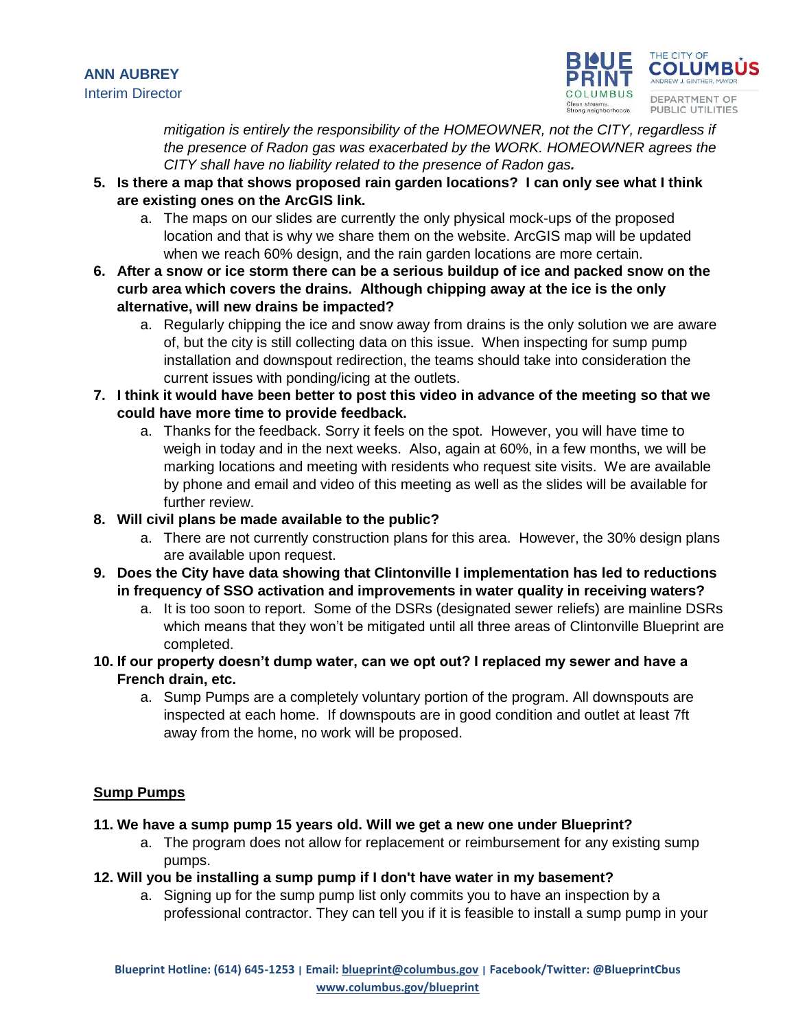*mitigation is entirely the responsibility of the HOMEOWNER, not the CITY, regardless if the presence of Radon gas was exacerbated by the WORK. HOMEOWNER agrees the CITY shall have no liability related to the presence of Radon gas.*

5. **Is there a map that shows proposed rain garden locations? I can only see what I think are existing ones on the ArcGIS link.**
   a. The maps on our slides are currently the only physical mock-ups of the proposed location and that is why we share them on the website. ArcGIS map will be updated when we reach 60% design, and the rain garden locations are more certain.
6. **After a snow or ice storm there can be a serious buildup of ice and packed snow on the curb area which covers the drains. Although chipping away at the ice is the only alternative, will new drains be impacted?**
   a. Regularly chipping the ice and snow away from drains is the only solution we are aware of, but the city is still collecting data on this issue. When inspecting for sump pump installation and downspout redirection, the teams should take into consideration the current issues with ponding/icing at the outlets.
7. **I think it would have been better to post this video in advance of the meeting so that we could have more time to provide feedback.**
   a. Thanks for the feedback. Sorry it feels on the spot. However, you will have time to weigh in today and in the next weeks. Also, again at 60%, in a few months, we will be marking locations and meeting with residents who request site visits. We are available by phone and email and video of this meeting as well as the slides will be available for further review.
8. **Will civil plans be made available to the public?**
   a. There are not currently construction plans for this area. However, the 30% design plans are available upon request.
9. **Does the City have data showing that Clintonville I implementation has led to reductions in frequency of SSO activation and improvements in water quality in receiving waters?**
   a. It is too soon to report. Some of the DSRs (designated sewer reliefs) are mainline DSRs which means that they won't be mitigated until all three areas of Clintonville Blueprint are completed.
10. **If our property doesn't dump water, can we opt out? I replaced my sewer and have a French drain, etc.**
    a. Sump Pumps are a completely voluntary portion of the program. All downspouts are inspected at each home. If downspouts are in good condition and outlet at least 7ft away from the home, no work will be proposed.

**Sump Pumps**

11. **We have a sump pump 15 years old. Will we get a new one under Blueprint?**
    a. The program does not allow for replacement or reimbursement for any existing sump pumps.
12. **Will you be installing a sump pump if I don't have water in my basement?**
    a. Signing up for the sump pump list only commits you to have an inspection by a professional contractor. They can tell you if it is feasible to install a sump pump in your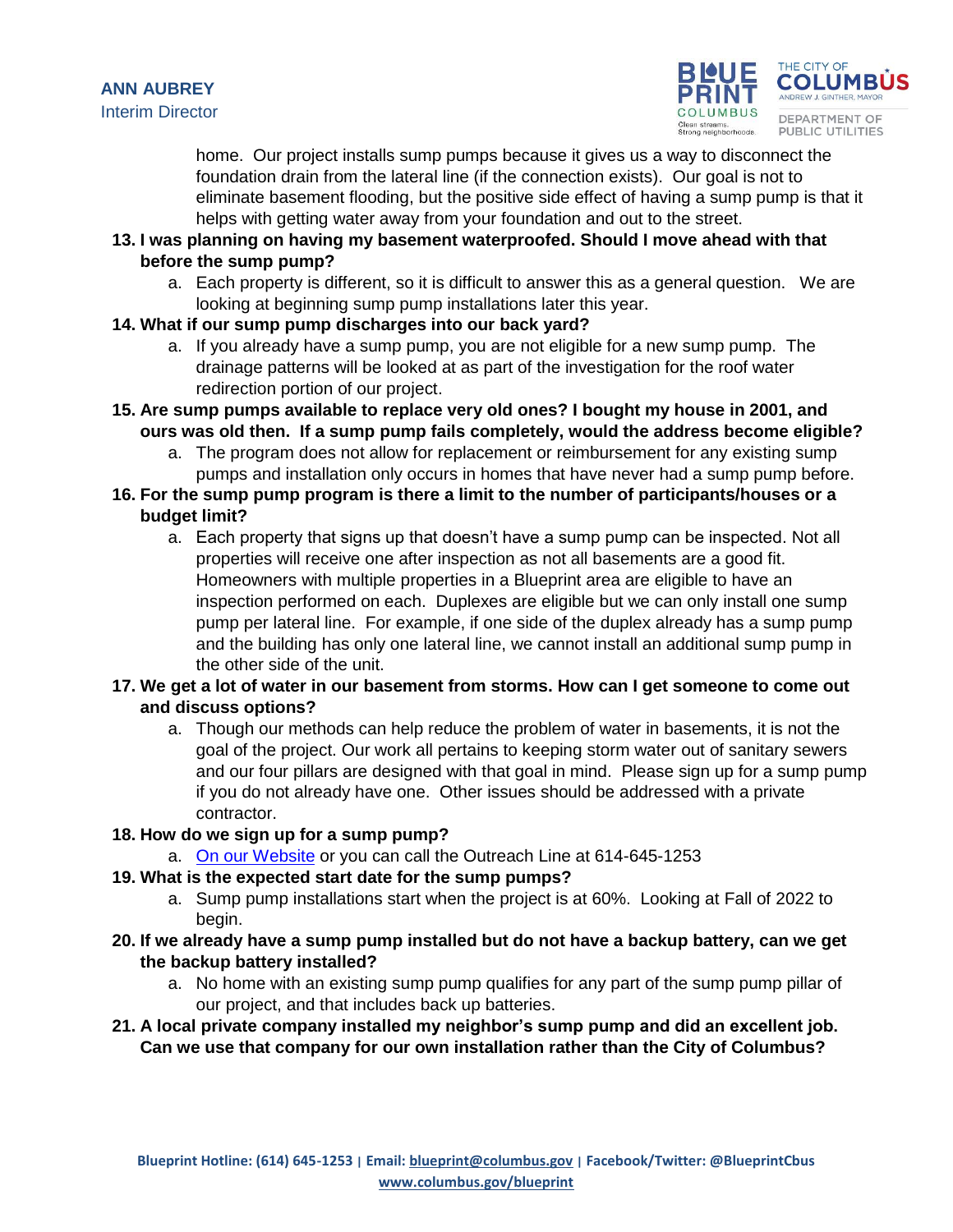home. Our project installs sump pumps because it gives us a way to disconnect the foundation drain from the lateral line (if the connection exists). Our goal is not to eliminate basement flooding, but the positive side effect of having a sump pump is that it helps with getting water away from your foundation and out to the street.

13. **I was planning on having my basement waterproofed. Should I move ahead with that before the sump pump?**
    a. Each property is different, so it is difficult to answer this as a general question. We are looking at beginning sump pump installations later this year.

14. **What if our sump pump discharges into our back yard?**
    a. If you already have a sump pump, you are not eligible for a new sump pump. The drainage patterns will be looked at as part of the investigation for the roof water redirection portion of our project.

15. **Are sump pumps available to replace very old ones? I bought my house in 2001, and ours was old then. If a sump pump fails completely, would the address become eligible?**
    a. The program does not allow for replacement or reimbursement for any existing sump pumps and installation only occurs in homes that have never had a sump pump before.

16. **For the sump pump program is there a limit to the number of participants/houses or a budget limit?**
    a. Each property that signs up that doesn't have a sump pump can be inspected. Not all properties will receive one after inspection as not all basements are a good fit. Homeowners with multiple properties in a Blueprint area are eligible to have an inspection performed on each. Duplexes are eligible but we can only install one sump pump per lateral line. For example, if one side of the duplex already has a sump pump and the building has only one lateral line, we cannot install an additional sump pump in the other side of the unit.

17. **We get a lot of water in our basement from storms. How can I get someone to come out and discuss options?**
    a. Though our methods can help reduce the problem of water in basements, it is not the goal of the project. Our work all pertains to keeping storm water out of sanitary sewers and our four pillars are designed with that goal in mind. Please sign up for a sump pump if you do not already have one. Other issues should be addressed with a private contractor.

18. **How do we sign up for a sump pump?**
    a. On our Website or you can call the Outreach Line at 614-645-1253

19. **What is the expected start date for the sump pumps?**
    a. Sump pump installations start when the project is at 60%. Looking at Fall of 2022 to begin.

20. **If we already have a sump pump installed but do not have a backup battery, can we get the backup battery installed?**
    a. No home with an existing sump pump qualifies for any part of the sump pump pillar of our project, and that includes back up batteries.

21. **A local private company installed my neighbor's sump pump and did an excellent job. Can we use that company for our own installation rather than the City of Columbus?**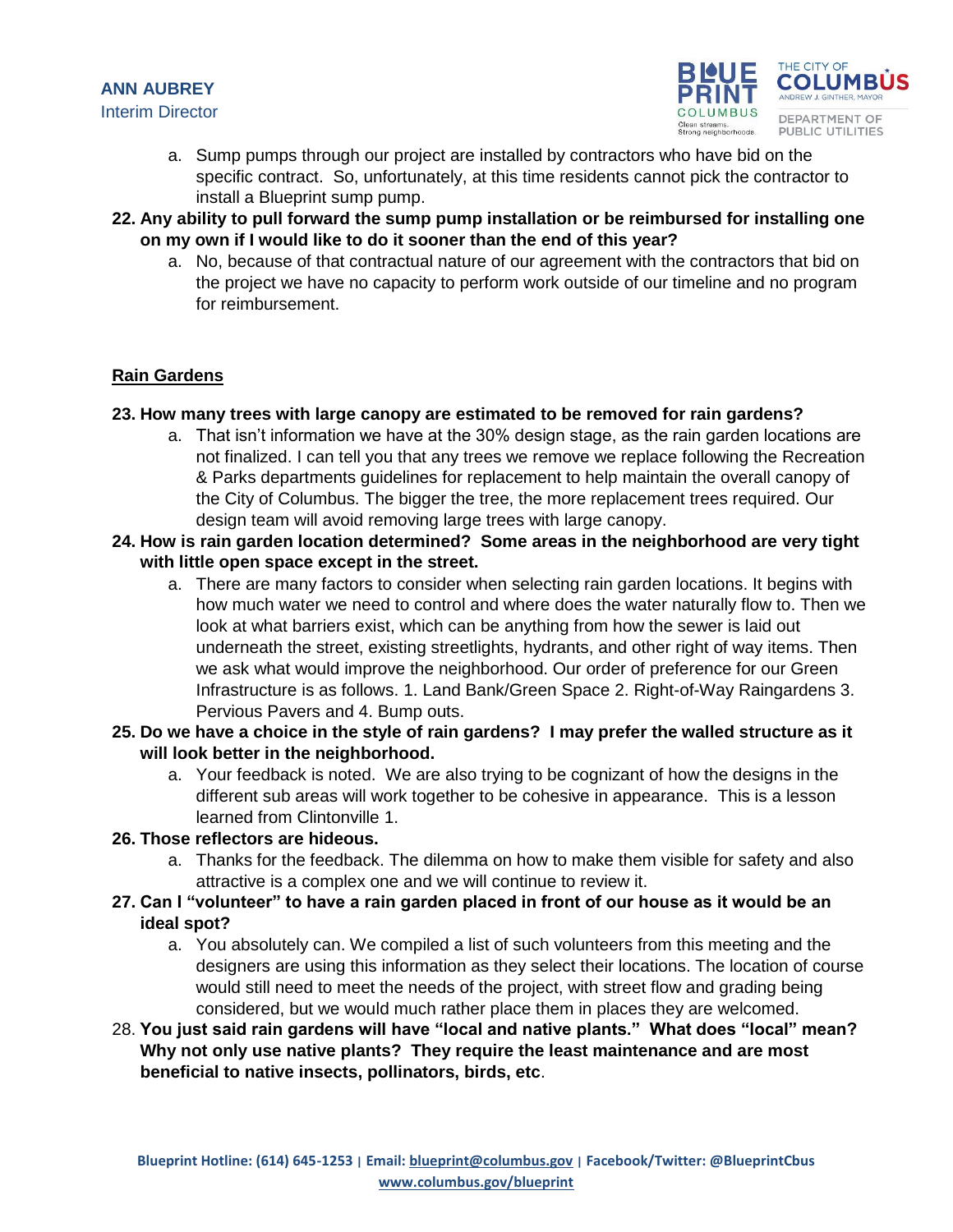a. Sump pumps through our project are installed by contractors who have bid on the specific contract. So, unfortunately, at this time residents cannot pick the contractor to install a Blueprint sump pump.

**22. Any ability to pull forward the sump pump installation or be reimbursed for installing one on my own if I would like to do it sooner than the end of this year?**

a. No, because of that contractual nature of our agreement with the contractors that bid on the project we have no capacity to perform work outside of our timeline and no program for reimbursement.

**Rain Gardens**

**23. How many trees with large canopy are estimated to be removed for rain gardens?**

a. That isn't information we have at the 30% design stage, as the rain garden locations are not finalized. I can tell you that any trees we remove we replace following the Recreation & Parks departments guidelines for replacement to help maintain the overall canopy of the City of Columbus. The bigger the tree, the more replacement trees required. Our design team will avoid removing large trees with large canopy.

**24. How is rain garden location determined? Some areas in the neighborhood are very tight with little open space except in the street.**

a. There are many factors to consider when selecting rain garden locations. It begins with how much water we need to control and where does the water naturally flow to. Then we look at what barriers exist, which can be anything from how the sewer is laid out underneath the street, existing streetlights, hydrants, and other right of way items. Then we ask what would improve the neighborhood. Our order of preference for our Green Infrastructure is as follows. 1. Land Bank/Green Space 2. Right-of-Way Raingardens 3. Pervious Pavers and 4. Bump outs.

**25. Do we have a choice in the style of rain gardens? I may prefer the walled structure as it will look better in the neighborhood.**

a. Your feedback is noted. We are also trying to be cognizant of how the designs in the different sub areas will work together to be cohesive in appearance. This is a lesson learned from Clintonville 1.

**26. Those reflectors are hideous.**

a. Thanks for the feedback. The dilemma on how to make them visible for safety and also attractive is a complex one and we will continue to review it.

**27. Can I "volunteer" to have a rain garden placed in front of our house as it would be an ideal spot?**

a. You absolutely can. We compiled a list of such volunteers from this meeting and the designers are using this information as they select their locations. The location of course would still need to meet the needs of the project, with street flow and grading being considered, but we would much rather place them in places they are welcomed.

28. **You just said rain gardens will have "local and native plants." What does "local" mean? Why not only use native plants? They require the least maintenance and are most beneficial to native insects, pollinators, birds, etc**.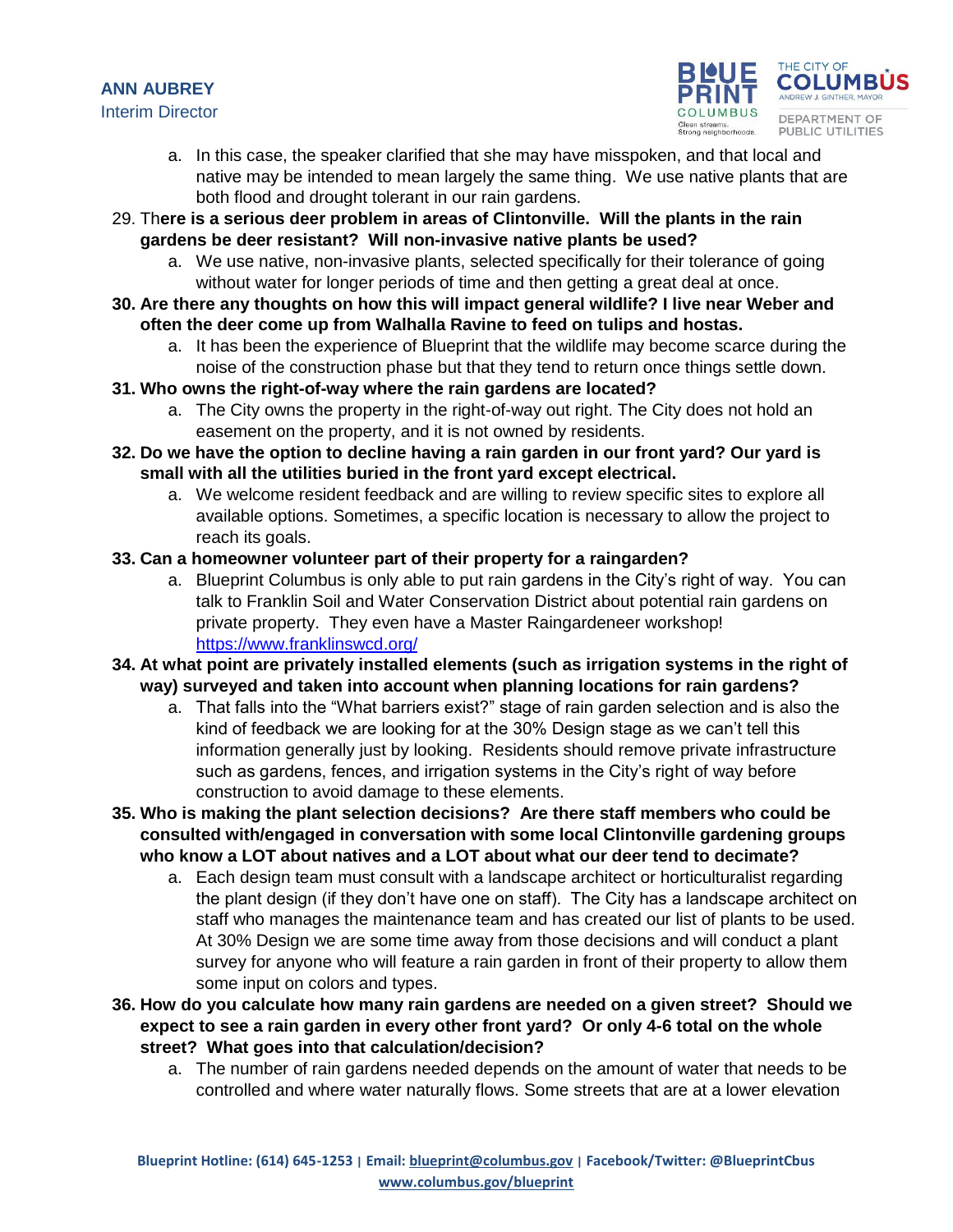a. In this case, the speaker clarified that she may have misspoken, and that local and native may be intended to mean largely the same thing. We use native plants that are both flood and drought tolerant in our rain gardens.

29. **There is a serious deer problem in areas of Clintonville. Will the plants in the rain gardens be deer resistant? Will non-invasive native plants be used?**
    a. We use native, non-invasive plants, selected specifically for their tolerance of going without water for longer periods of time and then getting a great deal at once.

30. **Are there any thoughts on how this will impact general wildlife? I live near Weber and often the deer come up from Walhalla Ravine to feed on tulips and hostas.**
    a. It has been the experience of Blueprint that the wildlife may become scarce during the noise of the construction phase but that they tend to return once things settle down.

31. **Who owns the right-of-way where the rain gardens are located?**
    a. The City owns the property in the right-of-way out right. The City does not hold an easement on the property, and it is not owned by residents.

32. **Do we have the option to decline having a rain garden in our front yard? Our yard is small with all the utilities buried in the front yard except electrical.**
    a. We welcome resident feedback and are willing to review specific sites to explore all available options. Sometimes, a specific location is necessary to allow the project to reach its goals.

33. **Can a homeowner volunteer part of their property for a raingarden?**
    a. Blueprint Columbus is only able to put rain gardens in the City's right of way. You can talk to Franklin Soil and Water Conservation District about potential rain gardens on private property. They even have a Master Raingardeneer workshop! [https://www.franklinswcd.org/](https://www.franklinswcd.org/)

34. **At what point are privately installed elements (such as irrigation systems in the right of way) surveyed and taken into account when planning locations for rain gardens?**
    a. That falls into the "What barriers exist?" stage of rain garden selection and is also the kind of feedback we are looking for at the 30% Design stage as we can't tell this information generally just by looking. Residents should remove private infrastructure such as gardens, fences, and irrigation systems in the City's right of way before construction to avoid damage to these elements.

35. **Who is making the plant selection decisions? Are there staff members who could be consulted with/engaged in conversation with some local Clintonville gardening groups who know a LOT about natives and a LOT about what our deer tend to decimate?**
    a. Each design team must consult with a landscape architect or horticulturalist regarding the plant design (if they don't have one on staff). The City has a landscape architect on staff who manages the maintenance team and has created our list of plants to be used. At 30% Design we are some time away from those decisions and will conduct a plant survey for anyone who will feature a rain garden in front of their property to allow them some input on colors and types.

36. **How do you calculate how many rain gardens are needed on a given street? Should we expect to see a rain garden in every other front yard? Or only 4-6 total on the whole street? What goes into that calculation/decision?**
    a. The number of rain gardens needed depends on the amount of water that needs to be controlled and where water naturally flows. Some streets that are at a lower elevation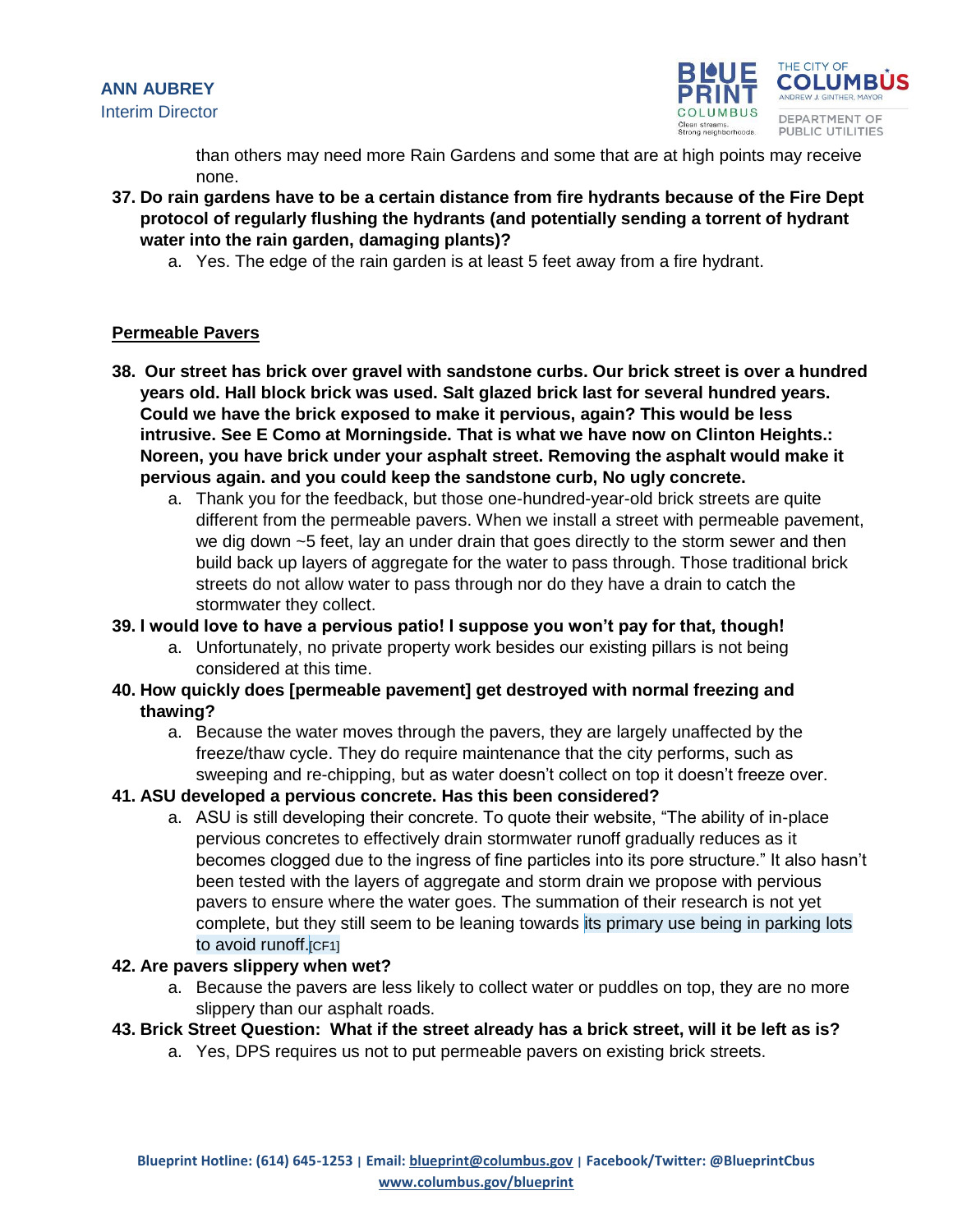than others may need more Rain Gardens and some that are at high points may receive none.

**37. Do rain gardens have to be a certain distance from fire hydrants because of the Fire Dept protocol of regularly flushing the hydrants (and potentially sending a torrent of hydrant water into the rain garden, damaging plants)?**

a. Yes. The edge of the rain garden is at least 5 feet away from a fire hydrant.

## Permeable Pavers

**38. Our street has brick over gravel with sandstone curbs. Our brick street is over a hundred years old. Hall block brick was used. Salt glazed brick last for several hundred years. Could we have the brick exposed to make it pervious, again? This would be less intrusive. See E Como at Morningside. That is what we have now on Clinton Heights.: Noreen, you have brick under your asphalt street. Removing the asphalt would make it pervious again. and you could keep the sandstone curb, No ugly concrete.**

a. Thank you for the feedback, but those one-hundred-year-old brick streets are quite different from the permeable pavers. When we install a street with permeable pavement, we dig down ~5 feet, lay an under drain that goes directly to the storm sewer and then build back up layers of aggregate for the water to pass through. Those traditional brick streets do not allow water to pass through nor do they have a drain to catch the stormwater they collect.

**39. I would love to have a pervious patio! I suppose you won't pay for that, though!**

a. Unfortunately, no private property work besides our existing pillars is not being considered at this time.

**40. How quickly does [permeable pavement] get destroyed with normal freezing and thawing?**

a. Because the water moves through the pavers, they are largely unaffected by the freeze/thaw cycle. They do require maintenance that the city performs, such as sweeping and re-chipping, but as water doesn't collect on top it doesn't freeze over.

**41. ASU developed a pervious concrete. Has this been considered?**

a. ASU is still developing their concrete. To quote their website, "The ability of in-place pervious concretes to effectively drain stormwater runoff gradually reduces as it becomes clogged due to the ingress of fine particles into its pore structure." It also hasn't been tested with the layers of aggregate and storm drain we propose with pervious pavers to ensure where the water goes. The summation of their research is not yet complete, but they still seem to be leaning towards its primary use being in parking lots to avoid runoff.[CF1]

**42. Are pavers slippery when wet?**

a. Because the pavers are less likely to collect water or puddles on top, they are no more slippery than our asphalt roads.

**43. Brick Street Question: What if the street already has a brick street, will it be left as is?**

a. Yes, DPS requires us not to put permeable pavers on existing brick streets.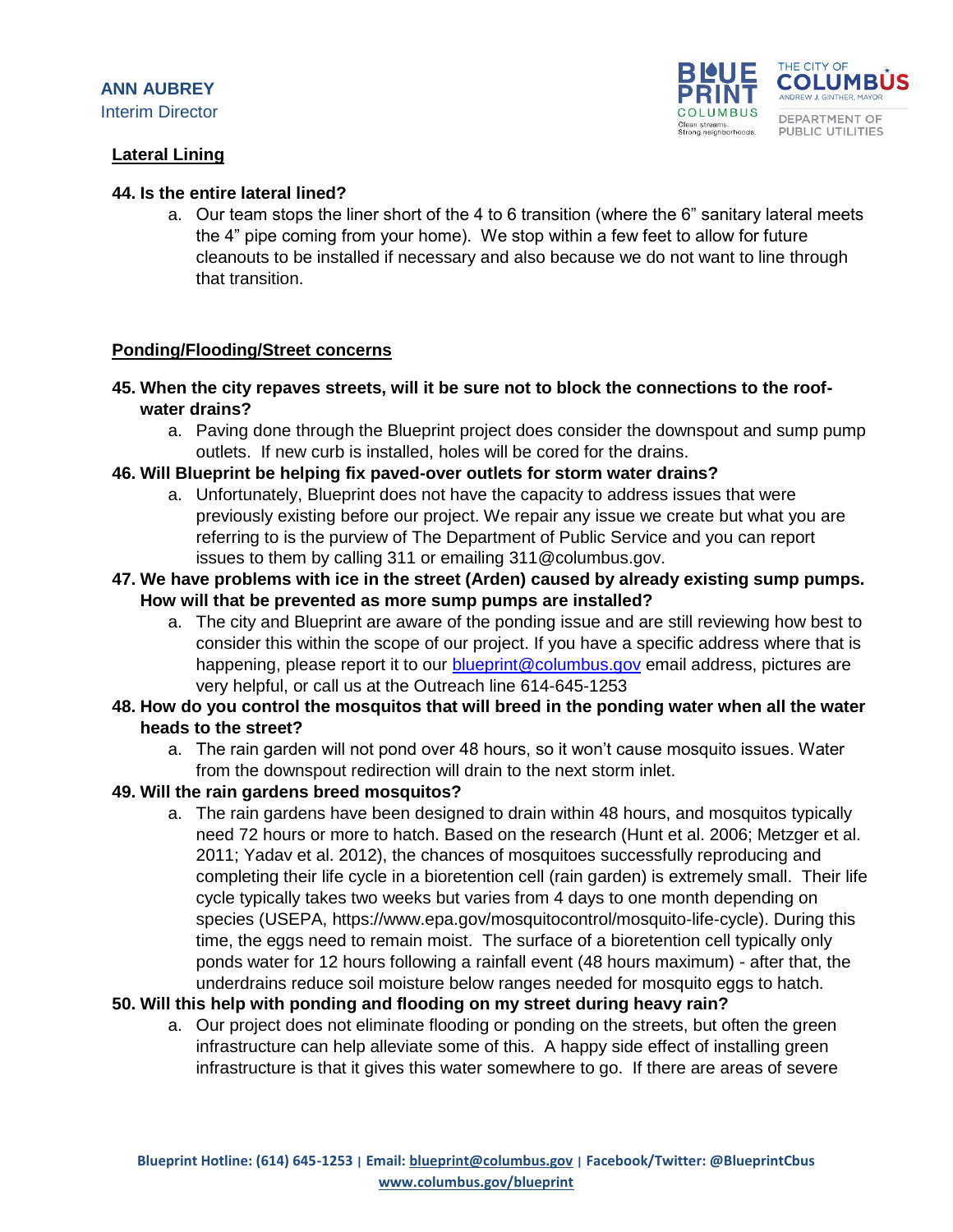**Lateral Lining**

**44. Is the entire lateral lined?**

a. Our team stops the liner short of the 4 to 6 transition (where the 6" sanitary lateral meets the 4" pipe coming from your home). We stop within a few feet to allow for future cleanouts to be installed if necessary and also because we do not want to line through that transition.

**Ponding/Flooding/Street concerns**

**45. When the city repaves streets, will it be sure not to block the connections to the roof-water drains?**

a. Paving done through the Blueprint project does consider the downspout and sump pump outlets. If new curb is installed, holes will be cored for the drains.

**46. Will Blueprint be helping fix paved-over outlets for storm water drains?**

a. Unfortunately, Blueprint does not have the capacity to address issues that were previously existing before our project. We repair any issue we create but what you are referring to is the purview of The Department of Public Service and you can report issues to them by calling 311 or emailing 311@columbus.gov.

**47. We have problems with ice in the street (Arden) caused by already existing sump pumps. How will that be prevented as more sump pumps are installed?**

a. The city and Blueprint are aware of the ponding issue and are still reviewing how best to consider this within the scope of our project. If you have a specific address where that is happening, please report it to our blueprint@columbus.gov email address, pictures are very helpful, or call us at the Outreach line 614-645-1253

**48. How do you control the mosquitos that will breed in the ponding water when all the water heads to the street?**

a. The rain garden will not pond over 48 hours, so it won't cause mosquito issues. Water from the downspout redirection will drain to the next storm inlet.

**49. Will the rain gardens breed mosquitos?**

a. The rain gardens have been designed to drain within 48 hours, and mosquitos typically need 72 hours or more to hatch. Based on the research (Hunt et al. 2006; Metzger et al. 2011; Yadav et al. 2012), the chances of mosquitoes successfully reproducing and completing their life cycle in a bioretention cell (rain garden) is extremely small. Their life cycle typically takes two weeks but varies from 4 days to one month depending on species (USEPA, https://www.epa.gov/mosquitocontrol/mosquito-life-cycle). During this time, the eggs need to remain moist. The surface of a bioretention cell typically only ponds water for 12 hours following a rainfall event (48 hours maximum) - after that, the underdrains reduce soil moisture below ranges needed for mosquito eggs to hatch.

**50. Will this help with ponding and flooding on my street during heavy rain?**

a. Our project does not eliminate flooding or ponding on the streets, but often the green infrastructure can help alleviate some of this. A happy side effect of installing green infrastructure is that it gives this water somewhere to go. If there are areas of severe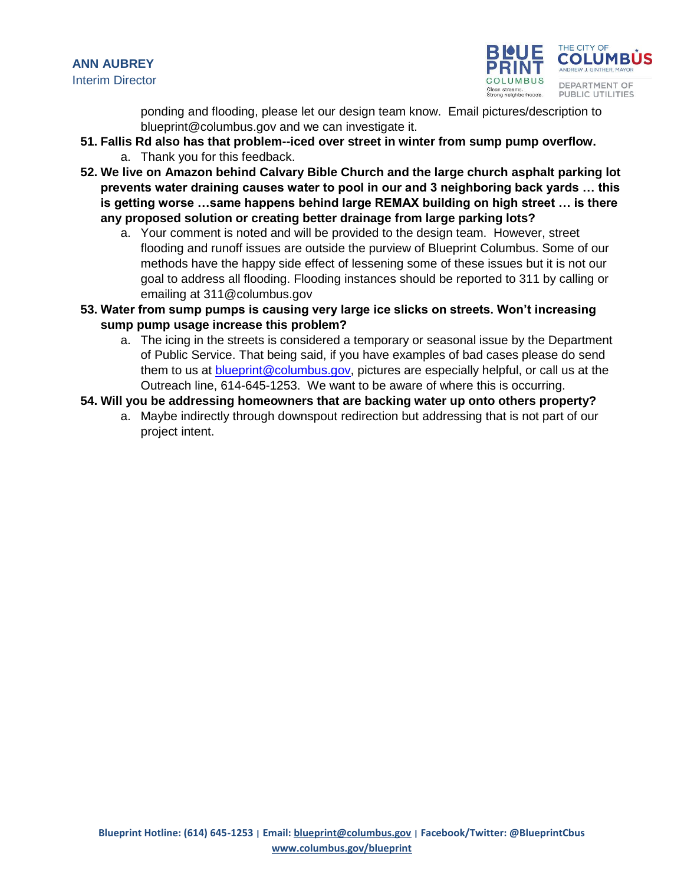ponding and flooding, please let our design team know. Email pictures/description to blueprint@columbus.gov and we can investigate it.

**51. Fallis Rd also has that problem--iced over street in winter from sump pump overflow.**

   a. Thank you for this feedback.

**52. We live on Amazon behind Calvary Bible Church and the large church asphalt parking lot prevents water draining causes water to pool in our and 3 neighboring back yards … this is getting worse …same happens behind large REMAX building on high street … is there any proposed solution or creating better drainage from large parking lots?**

   a. Your comment is noted and will be provided to the design team. However, street flooding and runoff issues are outside the purview of Blueprint Columbus. Some of our methods have the happy side effect of lessening some of these issues but it is not our goal to address all flooding. Flooding instances should be reported to 311 by calling or emailing at 311@columbus.gov

**53. Water from sump pumps is causing very large ice slicks on streets. Won't increasing sump pump usage increase this problem?**

   a. The icing in the streets is considered a temporary or seasonal issue by the Department of Public Service. That being said, if you have examples of bad cases please do send them to us at blueprint@columbus.gov, pictures are especially helpful, or call us at the Outreach line, 614-645-1253. We want to be aware of where this is occurring.

**54. Will you be addressing homeowners that are backing water up onto others property?**

   a. Maybe indirectly through downspout redirection but addressing that is not part of our project intent.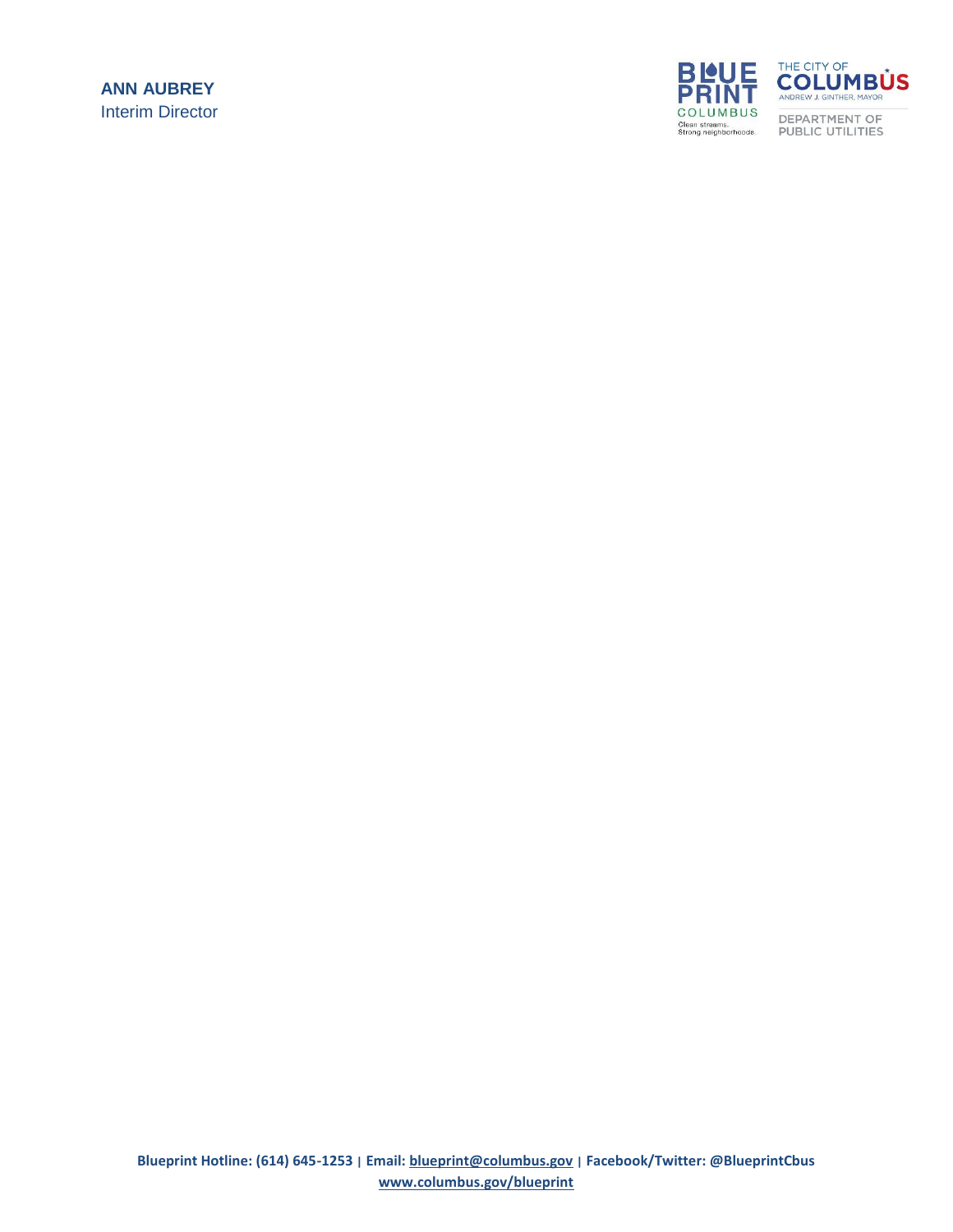**ANN AUBREY**
Interim Director

BLUE PRINT COLUMBUS
Clean streams.
Strong neighborhoods.

THE CITY OF COLUMBUS
ANDREW J. GINTHER, MAYOR

DEPARTMENT OF PUBLIC UTILITIES

**Blueprint Hotline: (614) 645-1253 | Email: blueprint@columbus.gov | Facebook/Twitter: @BlueprintCbus**
**www.columbus.gov/blueprint**